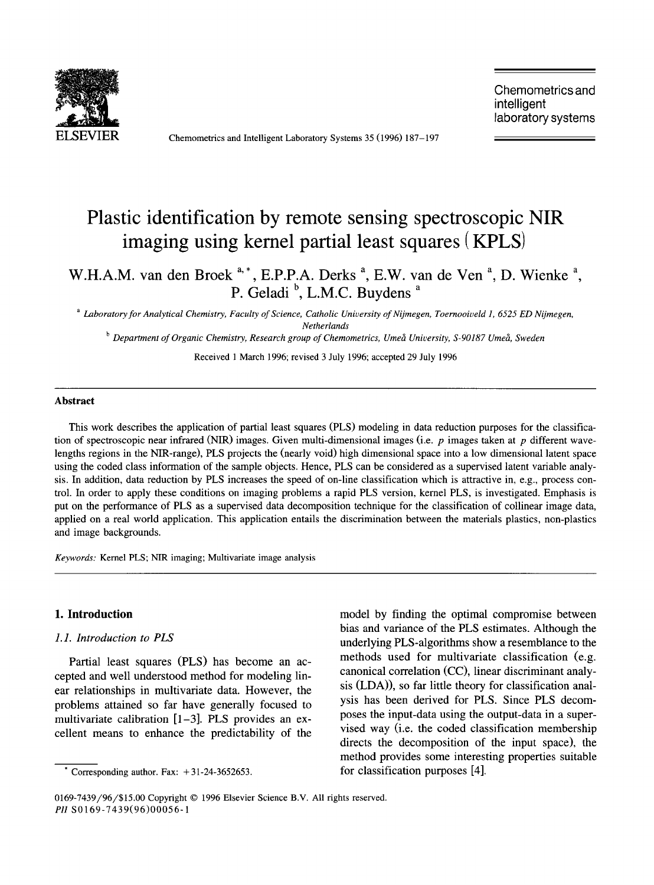# Plastic identification by remote sensing spectroscopic NIR imaging using kernel partial least squares (KPLS)

W.H.A.M. van den Broek [a,*], E.P.P.A. Derks [a], E.W. van de Ven [a], D. Wienke [a], P. Geladi [b], L.M.C. Buydens [a]

[a] Laboratory for Analytical Chemistry, Faculty of Science, Catholic University of Nijmegen, Toernooiveld 1, 6525 ED Nijmegen, Netherlands

[b] Department of Organic Chemistry, Research group of Chemometrics, Umeå University, S-90187 Umeå, Sweden

Received 1 March 1996; revised 3 July 1996; accepted 29 July 1996

## Abstract

This work describes the application of partial least squares (PLS) modeling in data reduction purposes for the classification of spectroscopic near infrared (NIR) images. Given multi-dimensional images (i.e. $p$ images taken at $p$ different wavelengths regions in the NIR-range), PLS projects the (nearly void) high dimensional space into a low dimensional latent space using the coded class information of the sample objects. Hence, PLS can be considered as a supervised latent variable analysis. In addition, data reduction by PLS increases the speed of on-line classification which is attractive in, e.g., process control. In order to apply these conditions on imaging problems a rapid PLS version, kernel PLS, is investigated. Emphasis is put on the performance of PLS as a supervised data decomposition technique for the classification of collinear image data, applied on a real world application. This application entails the discrimination between the materials plastics, non-plastics and image backgrounds.

*Keywords:* Kernel PLS; NIR imaging; Multivariate image analysis

## 1. Introduction

### 1.1. Introduction to PLS

Partial least squares (PLS) has become an accepted and well understood method for modeling linear relationships in multivariate data. However, the problems attained so far have generally focused to multivariate calibration [1–3]. PLS provides an excellent means to enhance the predictability of the model by finding the optimal compromise between bias and variance of the PLS estimates. Although the underlying PLS-algorithms show a resemblance to the methods used for multivariate classification (e.g. canonical correlation (CC), linear discriminant analysis (LDA)), so far little theory for classification analysis has been derived for PLS. Since PLS decomposes the input-data using the output-data in a supervised way (i.e. the coded classification membership directs the decomposition of the input space), the method provides some interesting properties suitable for classification purposes [4].

* Corresponding author. Fax: +31-24-3652653.

0169-7439/96/$15.00 Copyright © 1996 Elsevier Science B.V. All rights reserved.
PII S0169-7439(96)00056-1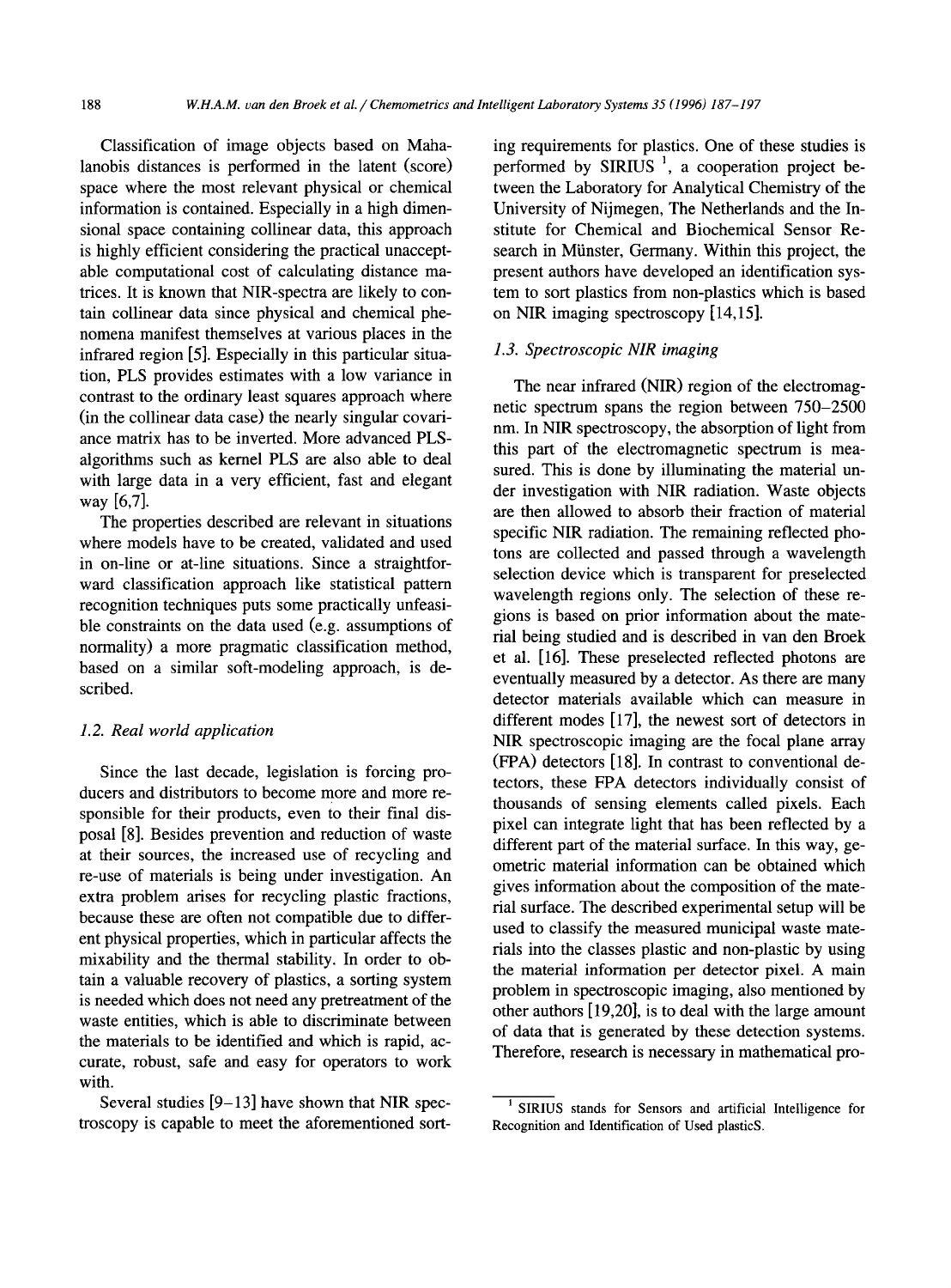Classification of image objects based on Mahalanobis distances is performed in the latent (score) space where the most relevant physical or chemical information is contained. Especially in a high dimensional space containing collinear data, this approach is highly efficient considering the practical unacceptable computational cost of calculating distance matrices. It is known that NIR-spectra are likely to contain collinear data since physical and chemical phenomena manifest themselves at various places in the infrared region [5]. Especially in this particular situation, PLS provides estimates with a low variance in contrast to the ordinary least squares approach where (in the collinear data case) the nearly singular covariance matrix has to be inverted. More advanced PLS-algorithms such as kernel PLS are also able to deal with large data in a very efficient, fast and elegant way [6,7].

The properties described are relevant in situations where models have to be created, validated and used in on-line or at-line situations. Since a straightforward classification approach like statistical pattern recognition techniques puts some practically unfeasible constraints on the data used (e.g. assumptions of normality) a more pragmatic classification method, based on a similar soft-modeling approach, is described.

### 1.2. Real world application

Since the last decade, legislation is forcing producers and distributors to become more and more responsible for their products, even to their final disposal [8]. Besides prevention and reduction of waste at their sources, the increased use of recycling and re-use of materials is being under investigation. An extra problem arises for recycling plastic fractions, because these are often not compatible due to different physical properties, which in particular affects the mixability and the thermal stability. In order to obtain a valuable recovery of plastics, a sorting system is needed which does not need any pretreatment of the waste entities, which is able to discriminate between the materials to be identified and which is rapid, accurate, robust, safe and easy for operators to work with.

Several studies [9–13] have shown that NIR spectroscopy is capable to meet the aforementioned sorting requirements for plastics. One of these studies is performed by SIRIUS [1], a cooperation project between the Laboratory for Analytical Chemistry of the University of Nijmegen, The Netherlands and the Institute for Chemical and Biochemical Sensor Research in Münster, Germany. Within this project, the present authors have developed an identification system to sort plastics from non-plastics which is based on NIR imaging spectroscopy [14,15].

### 1.3. Spectroscopic NIR imaging

The near infrared (NIR) region of the electromagnetic spectrum spans the region between 750–2500 nm. In NIR spectroscopy, the absorption of light from this part of the electromagnetic spectrum is measured. This is done by illuminating the material under investigation with NIR radiation. Waste objects are then allowed to absorb their fraction of material specific NIR radiation. The remaining reflected photons are collected and passed through a wavelength selection device which is transparent for preselected wavelength regions only. The selection of these regions is based on prior information about the material being studied and is described in van den Broek et al. [16]. These preselected reflected photons are eventually measured by a detector. As there are many detector materials available which can measure in different modes [17], the newest sort of detectors in NIR spectroscopic imaging are the focal plane array (FPA) detectors [18]. In contrast to conventional detectors, these FPA detectors individually consist of thousands of sensing elements called pixels. Each pixel can integrate light that has been reflected by a different part of the material surface. In this way, geometric material information can be obtained which gives information about the composition of the material surface. The described experimental setup will be used to classify the measured municipal waste materials into the classes plastic and non-plastic by using the material information per detector pixel. A main problem in spectroscopic imaging, also mentioned by other authors [19,20], is to deal with the large amount of data that is generated by these detection systems. Therefore, research is necessary in mathematical pro-

---

[1] SIRIUS stands for Sensors and artificial Intelligence for Recognition and Identification of Used plasticS.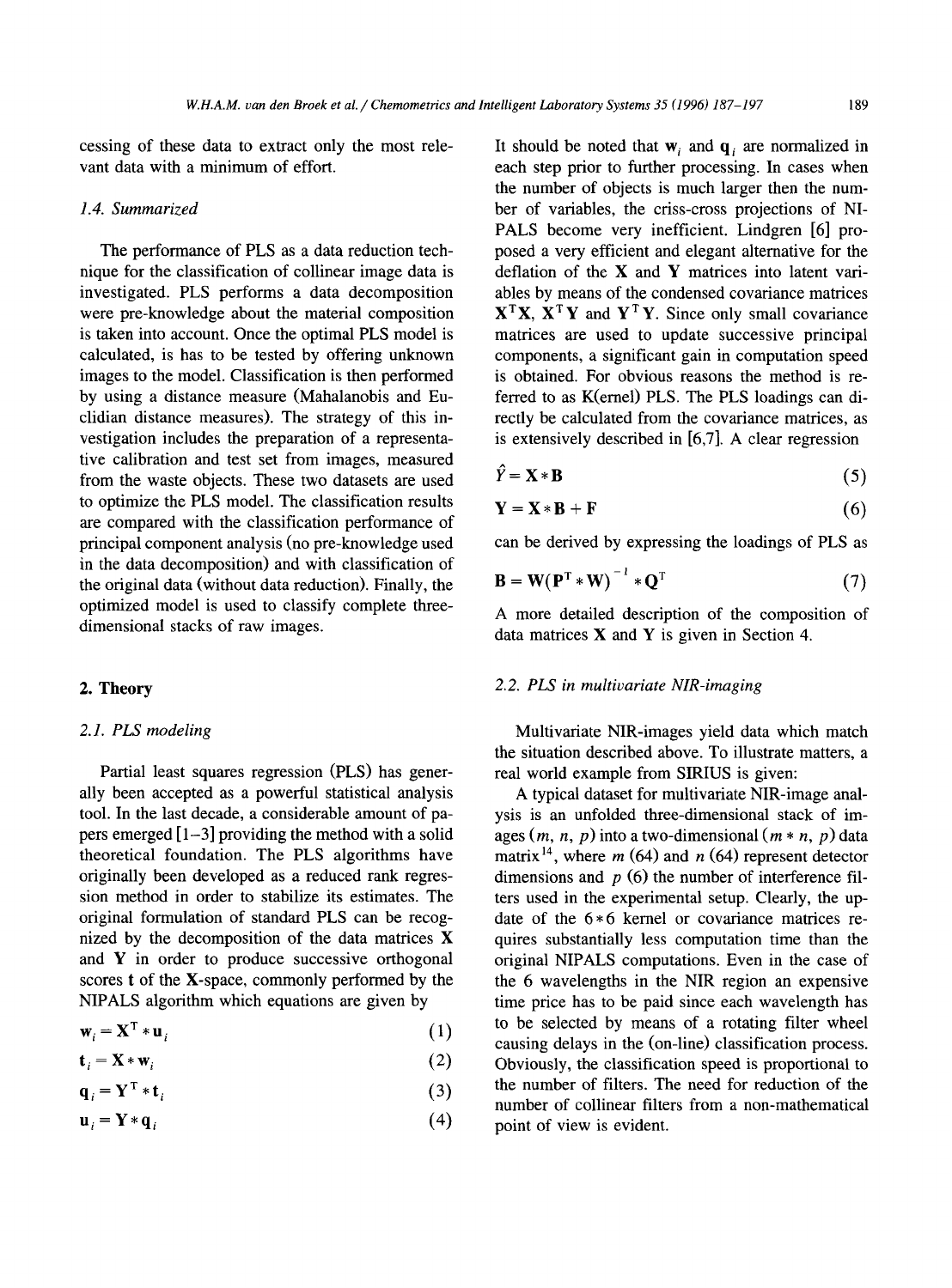cessing of these data to extract only the most relevant data with a minimum of effort.

### 1.4. Summarized

The performance of PLS as a data reduction technique for the classification of collinear image data is investigated. PLS performs a data decomposition were pre-knowledge about the material composition is taken into account. Once the optimal PLS model is calculated, is has to be tested by offering unknown images to the model. Classification is then performed by using a distance measure (Mahalanobis and Euclidian distance measures). The strategy of this investigation includes the preparation of a representative calibration and test set from images, measured from the waste objects. These two datasets are used to optimize the PLS model. The classification results are compared with the classification performance of principal component analysis (no pre-knowledge used in the data decomposition) and with classification of the original data (without data reduction). Finally, the optimized model is used to classify complete three-dimensional stacks of raw images.

## 2. Theory

### 2.1. PLS modeling

Partial least squares regression (PLS) has generally been accepted as a powerful statistical analysis tool. In the last decade, a considerable amount of papers emerged [1–3] providing the method with a solid theoretical foundation. The PLS algorithms have originally been developed as a reduced rank regression method in order to stabilize its estimates. The original formulation of standard PLS can be recognized by the decomposition of the data matrices $\mathbf{X}$ and $\mathbf{Y}$ in order to produce successive orthogonal scores $\mathbf{t}$ of the $\mathbf{X}$-space, commonly performed by the NIPALS algorithm which equations are given by

$$\mathbf{w}_i = \mathbf{X}^{\mathrm{T}} * \mathbf{u}_i \tag{1}$$

$$\mathbf{t}_i = \mathbf{X} * \mathbf{w}_i \tag{2}$$

$$\mathbf{q}_i = \mathbf{Y}^{\mathrm{T}} * \mathbf{t}_i \tag{3}$$

$$\mathbf{u}_i = \mathbf{Y} * \mathbf{q}_i \tag{4}$$

It should be noted that $\mathbf{w}_i$ and $\mathbf{q}_i$ are normalized in each step prior to further processing. In cases when the number of objects is much larger then the number of variables, the criss-cross projections of NIPALS become very inefficient. Lindgren [6] proposed a very efficient and elegant alternative for the deflation of the $\mathbf{X}$ and $\mathbf{Y}$ matrices into latent variables by means of the condensed covariance matrices $\mathbf{X}^{\mathrm{T}}\mathbf{X}$, $\mathbf{X}^{\mathrm{T}}\mathbf{Y}$ and $\mathbf{Y}^{\mathrm{T}}\mathbf{Y}$. Since only small covariance matrices are used to update successive principal components, a significant gain in computation speed is obtained. For obvious reasons the method is referred to as K(ernel) PLS. The PLS loadings can directly be calculated from the covariance matrices, as is extensively described in [6,7]. A clear regression

$$\hat{Y} = \mathbf{X} * \mathbf{B} \tag{5}$$

$$\mathbf{Y} = \mathbf{X} * \mathbf{B} + \mathbf{F} \tag{6}$$

can be derived by expressing the loadings of PLS as

$$\mathbf{B} = \mathbf{W}(\mathbf{P}^{\mathrm{T}} * \mathbf{W})^{-1} * \mathbf{Q}^{\mathrm{T}} \tag{7}$$

A more detailed description of the composition of data matrices $\mathbf{X}$ and $\mathbf{Y}$ is given in Section 4.

### 2.2. PLS in multivariate NIR-imaging

Multivariate NIR-images yield data which match the situation described above. To illustrate matters, a real world example from SIRIUS is given:

A typical dataset for multivariate NIR-image analysis is an unfolded three-dimensional stack of images $(m, n, p)$ into a two-dimensional $(m * n, p)$ data matrix [14], where $m$ (64) and $n$ (64) represent detector dimensions and $p$ (6) the number of interference filters used in the experimental setup. Clearly, the update of the $6*6$ kernel or covariance matrices requires substantially less computation time than the original NIPALS computations. Even in the case of the 6 wavelengths in the NIR region an expensive time price has to be paid since each wavelength has to be selected by means of a rotating filter wheel causing delays in the (on-line) classification process. Obviously, the classification speed is proportional to the number of filters. The need for reduction of the number of collinear filters from a non-mathematical point of view is evident.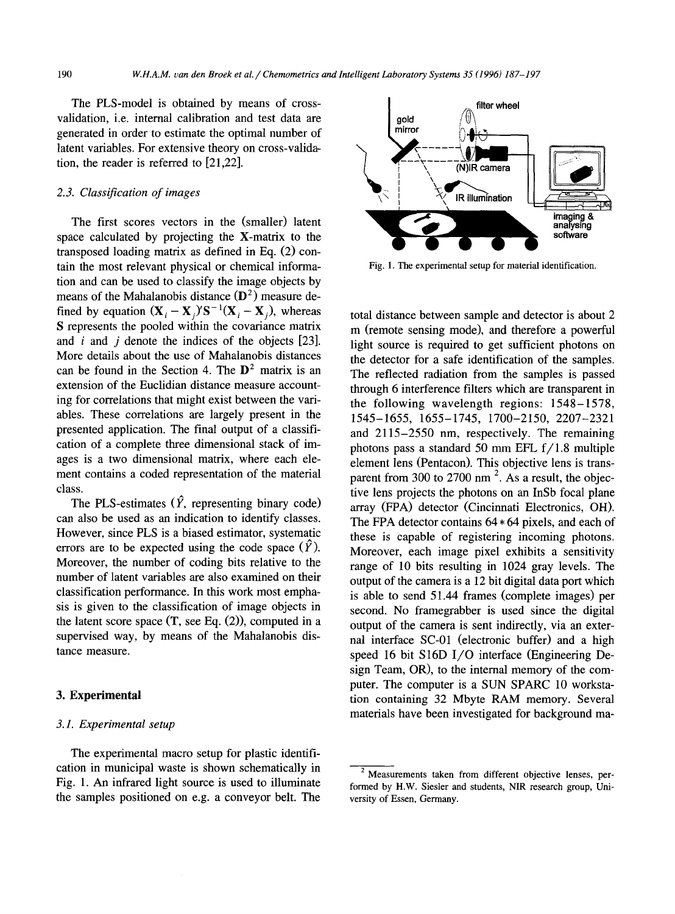The PLS-model is obtained by means of cross-validation, i.e. internal calibration and test data are generated in order to estimate the optimal number of latent variables. For extensive theory on cross-validation, the reader is referred to [21,22].

### 2.3. Classification of images

The first scores vectors in the (smaller) latent space calculated by projecting the **X**-matrix to the transposed loading matrix as defined in Eq. (2) contain the most relevant physical or chemical information and can be used to classify the image objects by means of the Mahalanobis distance ($\mathbf{D}^2$) measure defined by equation $(\mathbf{X}_i - \mathbf{X}_j)'\mathbf{S}^{-1}(\mathbf{X}_i - \mathbf{X}_j)$, whereas **S** represents the pooled within the covariance matrix and $i$ and $j$ denote the indices of the objects [23]. More details about the use of Mahalanobis distances can be found in the Section 4. The $\mathbf{D}^2$ matrix is an extension of the Euclidian distance measure accounting for correlations that might exist between the variables. These correlations are largely present in the presented application. The final output of a classification of a complete three dimensional stack of images is a two dimensional matrix, where each element contains a coded representation of the material class.

The PLS-estimates ($\hat{Y}$, representing binary code) can also be used as an indication to identify classes. However, since PLS is a biased estimator, systematic errors are to be expected using the code space ($\hat{Y}$). Moreover, the number of coding bits relative to the number of latent variables are also examined on their classification performance. In this work most emphasis is given to the classification of image objects in the latent score space (**T**, see Eq. (2)), computed in a supervised way, by means of the Mahalanobis distance measure.

## 3. Experimental

### 3.1. Experimental setup

The experimental macro setup for plastic identification in municipal waste is shown schematically in Fig. 1. An infrared light source is used to illuminate the samples positioned on e.g. a conveyor belt. The total distance between sample and detector is about 2 m (remote sensing mode), and therefore a powerful light source is required to get sufficient photons on the detector for a safe identification of the samples. The reflected radiation from the samples is passed through 6 interference filters which are transparent in the following wavelength regions: 1548–1578, 1545–1655, 1655–1745, 1700–2150, 2207–2321 and 2115–2550 nm, respectively. The remaining photons pass a standard 50 mm EFL f/1.8 multiple element lens (Pentacon). This objective lens is transparent from 300 to 2700 nm [2]. As a result, the objective lens projects the photons on an InSb focal plane array (FPA) detector (Cincinnati Electronics, OH). The FPA detector contains 64 * 64 pixels, and each of these is capable of registering incoming photons. Moreover, each image pixel exhibits a sensitivity range of 10 bits resulting in 1024 gray levels. The output of the camera is a 12 bit digital data port which is able to send 51.44 frames (complete images) per second. No framegrabber is used since the digital output of the camera is sent indirectly, via an external interface SC-01 (electronic buffer) and a high speed 16 bit S16D I/O interface (Engineering Design Team, OR), to the internal memory of the computer. The computer is a SUN SPARC 10 workstation containing 32 Mbyte RAM memory. Several materials have been investigated for background ma-

Fig. 1. The experimental setup for material identification.

[2] Measurements taken from different objective lenses, performed by H.W. Siesler and students, NIR research group, University of Essen, Germany.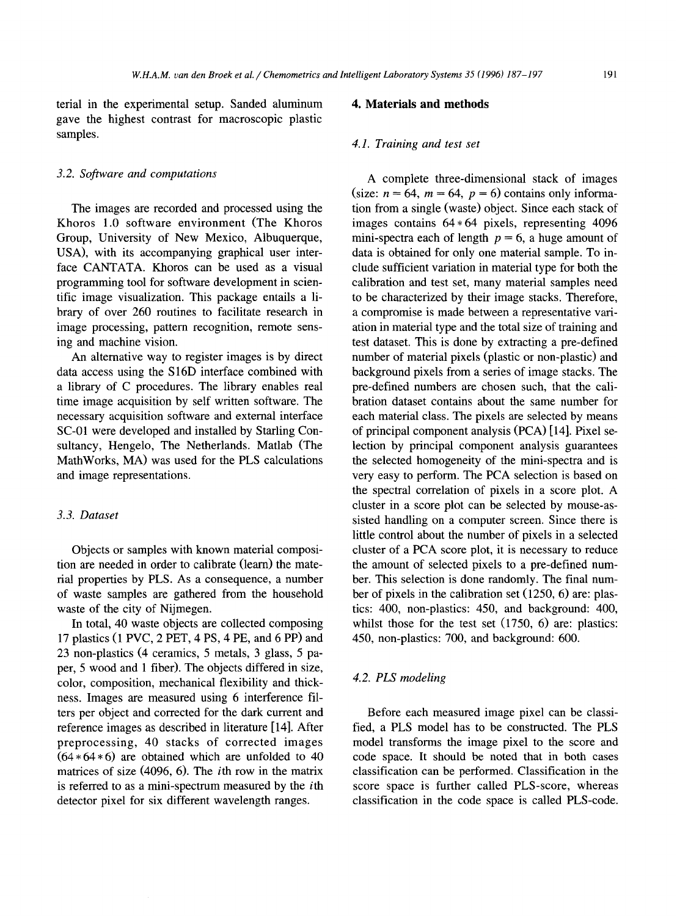terial in the experimental setup. Sanded aluminum gave the highest contrast for macroscopic plastic samples.

### 3.2. Software and computations

The images are recorded and processed using the Khoros 1.0 software environment (The Khoros Group, University of New Mexico, Albuquerque, USA), with its accompanying graphical user interface CANTATA. Khoros can be used as a visual programming tool for software development in scientific image visualization. This package entails a library of over 260 routines to facilitate research in image processing, pattern recognition, remote sensing and machine vision.

An alternative way to register images is by direct data access using the S16D interface combined with a library of C procedures. The library enables real time image acquisition by self written software. The necessary acquisition software and external interface SC-01 were developed and installed by Starling Consultancy, Hengelo, The Netherlands. Matlab (The MathWorks, MA) was used for the PLS calculations and image representations.

### 3.3. Dataset

Objects or samples with known material composition are needed in order to calibrate (learn) the material properties by PLS. As a consequence, a number of waste samples are gathered from the household waste of the city of Nijmegen.

In total, 40 waste objects are collected composing 17 plastics (1 PVC, 2 PET, 4 PS, 4 PE, and 6 PP) and 23 non-plastics (4 ceramics, 5 metals, 3 glass, 5 paper, 5 wood and 1 fiber). The objects differed in size, color, composition, mechanical flexibility and thickness. Images are measured using 6 interference filters per object and corrected for the dark current and reference images as described in literature [14]. After preprocessing, 40 stacks of corrected images ($64*64*6$) are obtained which are unfolded to 40 matrices of size (4096, 6). The $i$th row in the matrix is referred to as a mini-spectrum measured by the $i$th detector pixel for six different wavelength ranges.

## 4. Materials and methods

### 4.1. Training and test set

A complete three-dimensional stack of images (size: $n = 64$, $m = 64$, $p = 6$) contains only information from a single (waste) object. Since each stack of images contains $64*64$ pixels, representing 4096 mini-spectra each of length $p = 6$, a huge amount of data is obtained for only one material sample. To include sufficient variation in material type for both the calibration and test set, many material samples need to be characterized by their image stacks. Therefore, a compromise is made between a representative variation in material type and the total size of training and test dataset. This is done by extracting a pre-defined number of material pixels (plastic or non-plastic) and background pixels from a series of image stacks. The pre-defined numbers are chosen such, that the calibration dataset contains about the same number for each material class. The pixels are selected by means of principal component analysis (PCA) [14]. Pixel selection by principal component analysis guarantees the selected homogeneity of the mini-spectra and is very easy to perform. The PCA selection is based on the spectral correlation of pixels in a score plot. A cluster in a score plot can be selected by mouse-assisted handling on a computer screen. Since there is little control about the number of pixels in a selected cluster of a PCA score plot, it is necessary to reduce the amount of selected pixels to a pre-defined number. This selection is done randomly. The final number of pixels in the calibration set (1250, 6) are: plastics: 400, non-plastics: 450, and background: 400, whilst those for the test set (1750, 6) are: plastics: 450, non-plastics: 700, and background: 600.

### 4.2. PLS modeling

Before each measured image pixel can be classified, a PLS model has to be constructed. The PLS model transforms the image pixel to the score and code space. It should be noted that in both cases classification can be performed. Classification in the score space is further called PLS-score, whereas classification in the code space is called PLS-code.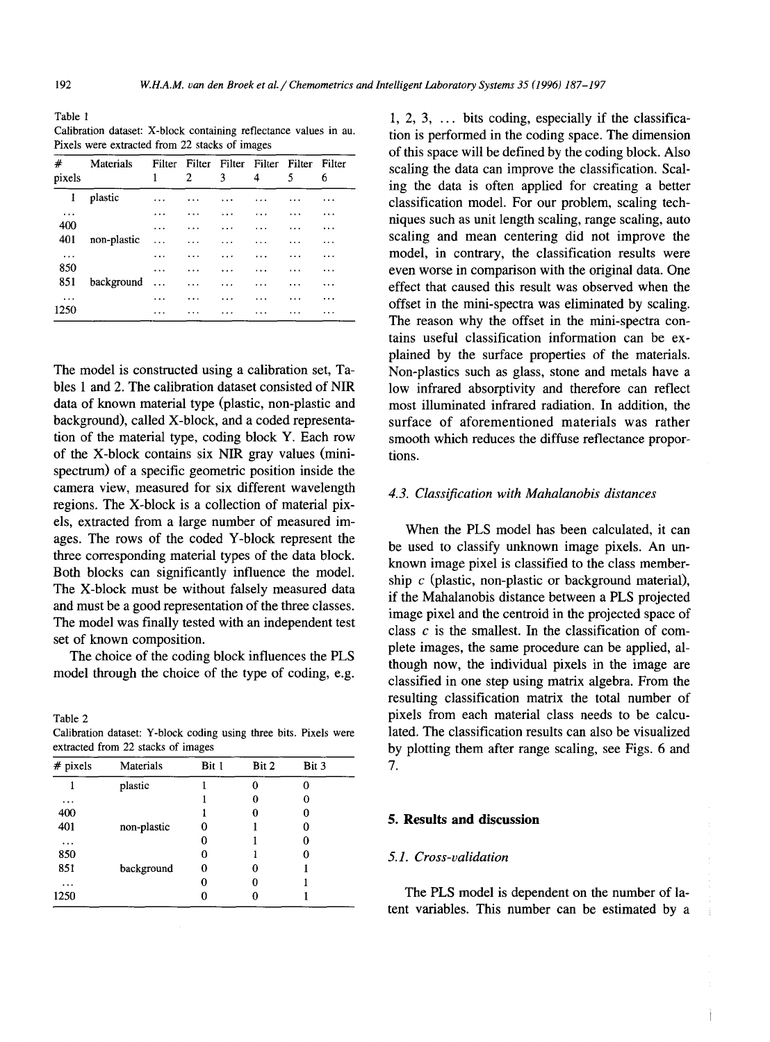Table 1
Calibration dataset: X-block containing reflectance values in au. Pixels were extracted from 22 stacks of images

| # pixels | Materials | Filter 1 | Filter 2 | Filter 3 | Filter 4 | Filter 5 | Filter 6 |
|---|---|---|---|---|---|---|---|
| 1 | plastic | ... | ... | ... | ... | ... | ... |
| ... | | ... | ... | ... | ... | ... | ... |
| 400 | | ... | ... | ... | ... | ... | ... |
| 401 | non-plastic | ... | ... | ... | ... | ... | ... |
| ... | | ... | ... | ... | ... | ... | ... |
| 850 | | ... | ... | ... | ... | ... | ... |
| 851 | background | ... | ... | ... | ... | ... | ... |
| ... | | ... | ... | ... | ... | ... | ... |
| 1250 | | ... | ... | ... | ... | ... | ... |

The model is constructed using a calibration set, Tables 1 and 2. The calibration dataset consisted of NIR data of known material type (plastic, non-plastic and background), called X-block, and a coded representation of the material type, coding block Y. Each row of the X-block contains six NIR gray values (mini-spectrum) of a specific geometric position inside the camera view, measured for six different wavelength regions. The X-block is a collection of material pixels, extracted from a large number of measured images. The rows of the coded Y-block represent the three corresponding material types of the data block. Both blocks can significantly influence the model. The X-block must be without falsely measured data and must be a good representation of the three classes. The model was finally tested with an independent test set of known composition.

The choice of the coding block influences the PLS model through the choice of the type of coding, e.g. 1, 2, 3, ... bits coding, especially if the classification is performed in the coding space. The dimension of this space will be defined by the coding block. Also scaling the data can improve the classification. Scaling the data is often applied for creating a better classification model. For our problem, scaling techniques such as unit length scaling, range scaling, auto scaling and mean centering did not improve the model, in contrary, the classification results were even worse in comparison with the original data. One effect that caused this result was observed when the offset in the mini-spectra was eliminated by scaling. The reason why the offset in the mini-spectra contains useful classification information can be explained by the surface properties of the materials. Non-plastics such as glass, stone and metals have a low infrared absorptivity and therefore can reflect most illuminated infrared radiation. In addition, the surface of aforementioned materials was rather smooth which reduces the diffuse reflectance proportions.

Table 2
Calibration dataset: Y-block coding using three bits. Pixels were extracted from 22 stacks of images

| # pixels | Materials | Bit 1 | Bit 2 | Bit 3 |
|---|---|---|---|---|
| 1 | plastic | 1 | 0 | 0 |
| ... | | 1 | 0 | 0 |
| 400 | | 1 | 0 | 0 |
| 401 | non-plastic | 0 | 1 | 0 |
| ... | | 0 | 1 | 0 |
| 850 | | 0 | 1 | 0 |
| 851 | background | 0 | 0 | 1 |
| ... | | 0 | 0 | 1 |
| 1250 | | 0 | 0 | 1 |

### 4.3. Classification with Mahalanobis distances

When the PLS model has been calculated, it can be used to classify unknown image pixels. An unknown image pixel is classified to the class membership $c$ (plastic, non-plastic or background material), if the Mahalanobis distance between a PLS projected image pixel and the centroid in the projected space of class $c$ is the smallest. In the classification of complete images, the same procedure can be applied, although now, the individual pixels in the image are classified in one step using matrix algebra. From the resulting classification matrix the total number of pixels from each material class needs to be calculated. The classification results can also be visualized by plotting them after range scaling, see Figs. 6 and 7.

## 5. Results and discussion

### 5.1. Cross-validation

The PLS model is dependent on the number of latent variables. This number can be estimated by a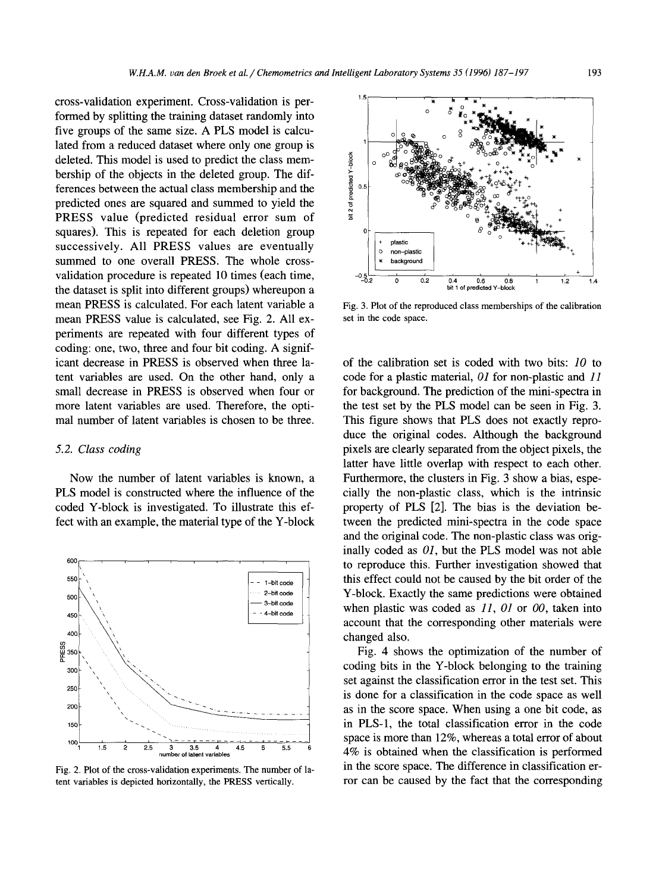cross-validation experiment. Cross-validation is performed by splitting the training dataset randomly into five groups of the same size. A PLS model is calculated from a reduced dataset where only one group is deleted. This model is used to predict the class membership of the objects in the deleted group. The differences between the actual class membership and the predicted ones are squared and summed to yield the PRESS value (predicted residual error sum of squares). This is repeated for each deletion group successively. All PRESS values are eventually summed to one overall PRESS. The whole cross-validation procedure is repeated 10 times (each time, the dataset is split into different groups) whereupon a mean PRESS is calculated. For each latent variable a mean PRESS value is calculated, see Fig. 2. All experiments are repeated with four different types of coding: one, two, three and four bit coding. A significant decrease in PRESS is observed when three latent variables are used. On the other hand, only a small decrease in PRESS is observed when four or more latent variables are used. Therefore, the optimal number of latent variables is chosen to be three.

### 5.2. Class coding

Now the number of latent variables is known, a PLS model is constructed where the influence of the coded Y-block is investigated. To illustrate this effect with an example, the material type of the Y-block

Fig. 2. Plot of the cross-validation experiments. The number of latent variables is depicted horizontally, the PRESS vertically.

Fig. 3. Plot of the reproduced class memberships of the calibration set in the code space.

of the calibration set is coded with two bits: *10* to code for a plastic material, *01* for non-plastic and *11* for background. The prediction of the mini-spectra in the test set by the PLS model can be seen in Fig. 3. This figure shows that PLS does not exactly reproduce the original codes. Although the background pixels are clearly separated from the object pixels, the latter have little overlap with respect to each other. Furthermore, the clusters in Fig. 3 show a bias, especially the non-plastic class, which is the intrinsic property of PLS [2]. The bias is the deviation between the predicted mini-spectra in the code space and the original code. The non-plastic class was originally coded as *01*, but the PLS model was not able to reproduce this. Further investigation showed that this effect could not be caused by the bit order of the Y-block. Exactly the same predictions were obtained when plastic was coded as *11*, *01* or *00*, taken into account that the corresponding other materials were changed also.

Fig. 4 shows the optimization of the number of coding bits in the Y-block belonging to the training set against the classification error in the test set. This is done for a classification in the code space as well as in the score space. When using a one bit code, as in PLS-1, the total classification error in the code space is more than 12%, whereas a total error of about 4% is obtained when the classification is performed in the score space. The difference in classification error can be caused by the fact that the corresponding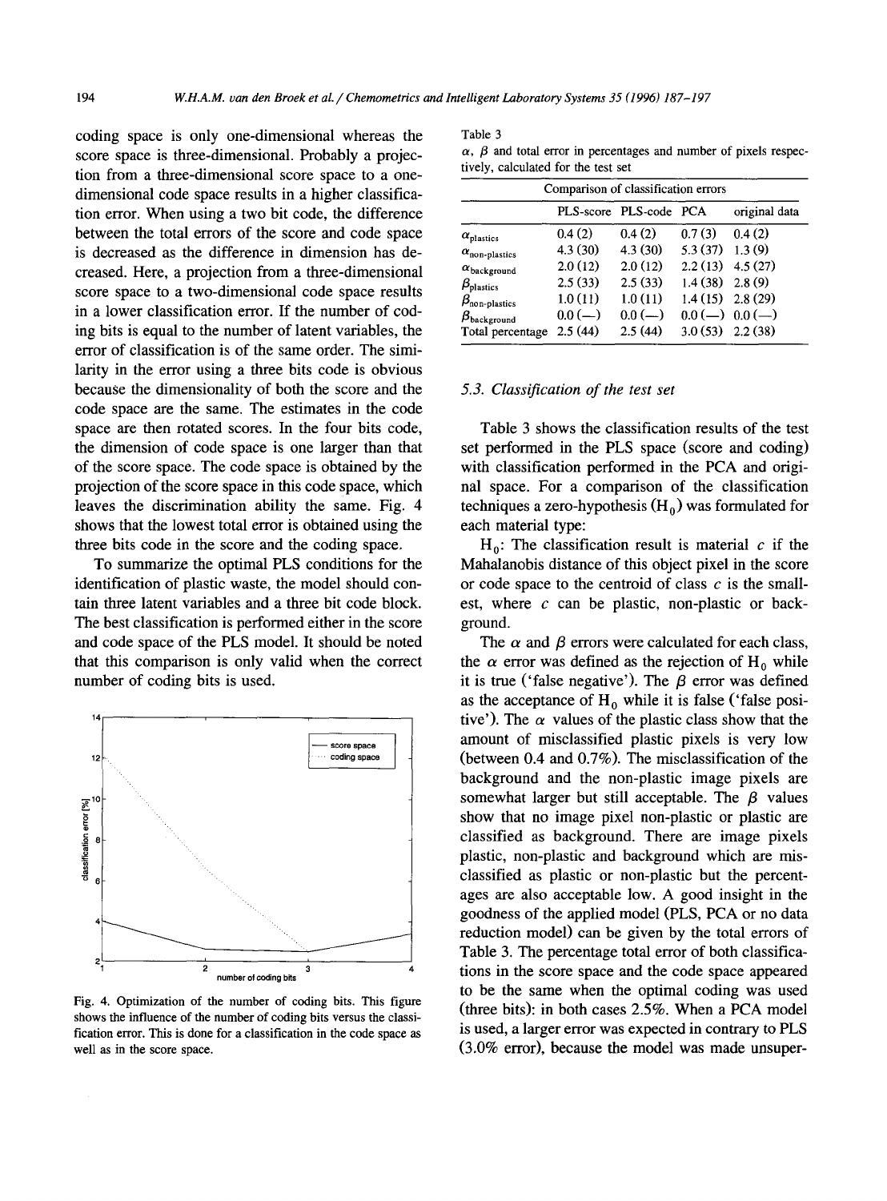coding space is only one-dimensional whereas the score space is three-dimensional. Probably a projection from a three-dimensional score space to a one-dimensional code space results in a higher classification error. When using a two bit code, the difference between the total errors of the score and code space is decreased as the difference in dimension has decreased. Here, a projection from a three-dimensional score space to a two-dimensional code space results in a lower classification error. If the number of coding bits is equal to the number of latent variables, the error of classification is of the same order. The similarity in the error using a three bits code is obvious because the dimensionality of both the score and the code space are the same. The estimates in the code space are then rotated scores. In the four bits code, the dimension of code space is one larger than that of the score space. The code space is obtained by the projection of the score space in this code space, which leaves the discrimination ability the same. Fig. 4 shows that the lowest total error is obtained using the three bits code in the score and the coding space.

To summarize the optimal PLS conditions for the identification of plastic waste, the model should contain three latent variables and a three bit code block. The best classification is performed either in the score and code space of the PLS model. It should be noted that this comparison is only valid when the correct number of coding bits is used.

Fig. 4. Optimization of the number of coding bits. This figure shows the influence of the number of coding bits versus the classification error. This is done for a classification in the code space as well as in the score space.

Table 3

$\alpha$, $\beta$ and total error in percentages and number of pixels respectively, calculated for the test set

| Comparison of classification errors | | | | |
|---|---|---|---|---|
| | PLS-score | PLS-code | PCA | original data |
| $\alpha_{plastics}$ | 0.4 (2) | 0.4 (2) | 0.7 (3) | 0.4 (2) |
| $\alpha_{non\text{-}plastics}$ | 4.3 (30) | 4.3 (30) | 5.3 (37) | 1.3 (9) |
| $\alpha_{background}$ | 2.0 (12) | 2.0 (12) | 2.2 (13) | 4.5 (27) |
| $\beta_{plastics}$ | 2.5 (33) | 2.5 (33) | 1.4 (38) | 2.8 (9) |
| $\beta_{non\text{-}plastics}$ | 1.0 (11) | 1.0 (11) | 1.4 (15) | 2.8 (29) |
| $\beta_{background}$ | 0.0 (—) | 0.0 (—) | 0.0 (—) | 0.0 (—) |
| Total percentage | 2.5 (44) | 2.5 (44) | 3.0 (53) | 2.2 (38) |

### 5.3. Classification of the test set

Table 3 shows the classification results of the test set performed in the PLS space (score and coding) with classification performed in the PCA and original space. For a comparison of the classification techniques a zero-hypothesis ($H_0$) was formulated for each material type:

$H_0$: The classification result is material $c$ if the Mahalanobis distance of this object pixel in the score or code space to the centroid of class $c$ is the smallest, where $c$ can be plastic, non-plastic or background.

The $\alpha$ and $\beta$ errors were calculated for each class, the $\alpha$ error was defined as the rejection of $H_0$ while it is true ('false negative'). The $\beta$ error was defined as the acceptance of $H_0$ while it is false ('false positive'). The $\alpha$ values of the plastic class show that the amount of misclassified plastic pixels is very low (between 0.4 and 0.7%). The misclassification of the background and the non-plastic image pixels are somewhat larger but still acceptable. The $\beta$ values show that no image pixel non-plastic or plastic are classified as background. There are image pixels plastic, non-plastic and background which are misclassified as plastic or non-plastic but the percentages are also acceptable low. A good insight in the goodness of the applied model (PLS, PCA or no data reduction model) can be given by the total errors of Table 3. The percentage total error of both classifications in the score space and the code space appeared to be the same when the optimal coding was used (three bits): in both cases 2.5%. When a PCA model is used, a larger error was expected in contrary to PLS (3.0% error), because the model was made unsuper-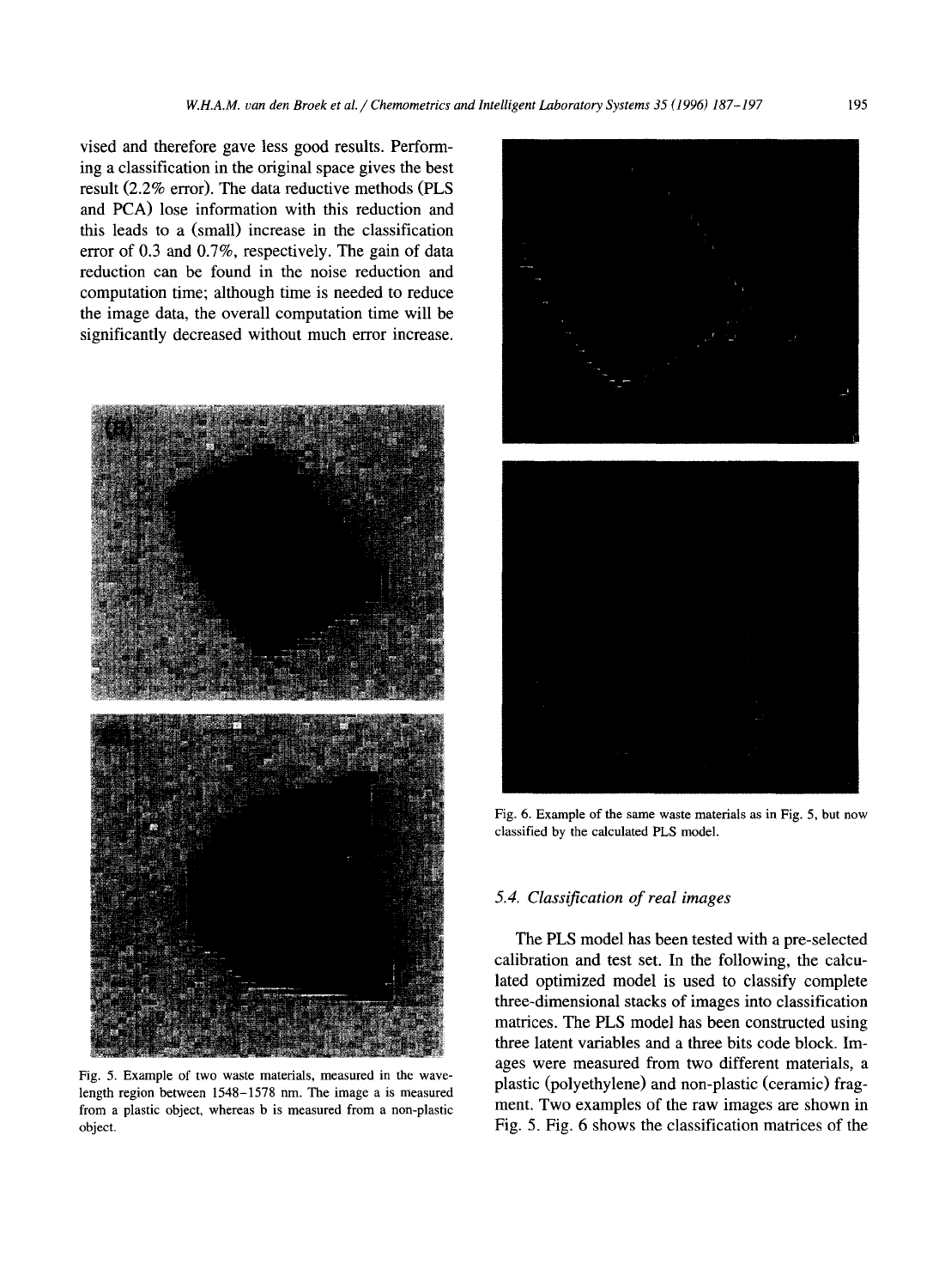vised and therefore gave less good results. Performing a classification in the original space gives the best result (2.2% error). The data reductive methods (PLS and PCA) lose information with this reduction and this leads to a (small) increase in the classification error of 0.3 and 0.7%, respectively. The gain of data reduction can be found in the noise reduction and computation time; although time is needed to reduce the image data, the overall computation time will be significantly decreased without much error increase.

Fig. 5. Example of two waste materials, measured in the wavelength region between 1548–1578 nm. The image a is measured from a plastic object, whereas b is measured from a non-plastic object.

Fig. 6. Example of the same waste materials as in Fig. 5, but now classified by the calculated PLS model.

### 5.4. Classification of real images

The PLS model has been tested with a pre-selected calibration and test set. In the following, the calculated optimized model is used to classify complete three-dimensional stacks of images into classification matrices. The PLS model has been constructed using three latent variables and a three bits code block. Images were measured from two different materials, a plastic (polyethylene) and non-plastic (ceramic) fragment. Two examples of the raw images are shown in Fig. 5. Fig. 6 shows the classification matrices of the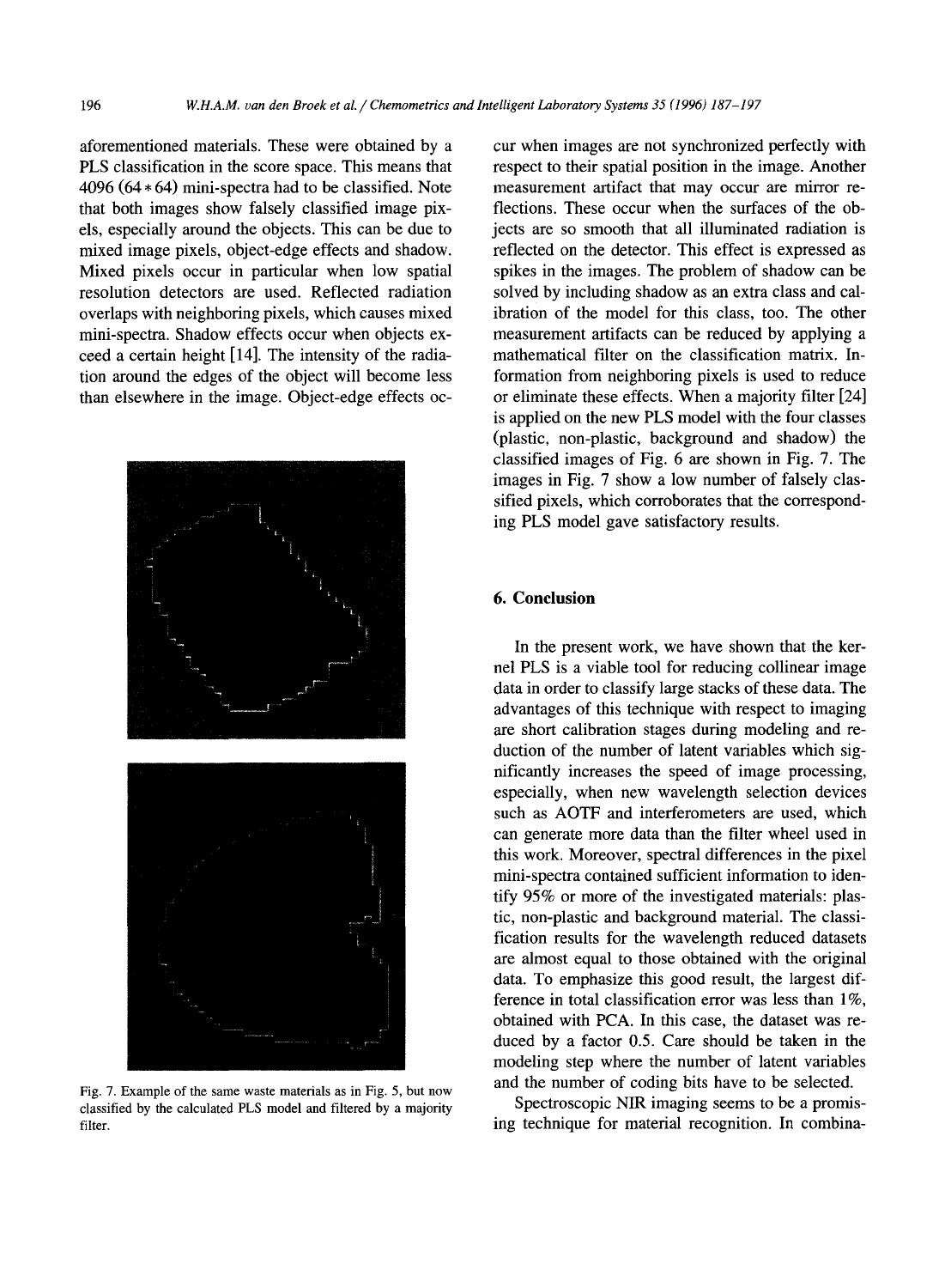aforementioned materials. These were obtained by a PLS classification in the score space. This means that 4096 (64 * 64) mini-spectra had to be classified. Note that both images show falsely classified image pixels, especially around the objects. This can be due to mixed image pixels, object-edge effects and shadow. Mixed pixels occur in particular when low spatial resolution detectors are used. Reflected radiation overlaps with neighboring pixels, which causes mixed mini-spectra. Shadow effects occur when objects exceed a certain height [14]. The intensity of the radiation around the edges of the object will become less than elsewhere in the image. Object-edge effects occur when images are not synchronized perfectly with respect to their spatial position in the image. Another measurement artifact that may occur are mirror reflections. These occur when the surfaces of the objects are so smooth that all illuminated radiation is reflected on the detector. This effect is expressed as spikes in the images. The problem of shadow can be solved by including shadow as an extra class and calibration of the model for this class, too. The other measurement artifacts can be reduced by applying a mathematical filter on the classification matrix. Information from neighboring pixels is used to reduce or eliminate these effects. When a majority filter [24] is applied on the new PLS model with the four classes (plastic, non-plastic, background and shadow) the classified images of Fig. 6 are shown in Fig. 7. The images in Fig. 7 show a low number of falsely classified pixels, which corroborates that the corresponding PLS model gave satisfactory results.

Fig. 7. Example of the same waste materials as in Fig. 5, but now classified by the calculated PLS model and filtered by a majority filter.

## 6. Conclusion

In the present work, we have shown that the kernel PLS is a viable tool for reducing collinear image data in order to classify large stacks of these data. The advantages of this technique with respect to imaging are short calibration stages during modeling and reduction of the number of latent variables which significantly increases the speed of image processing, especially, when new wavelength selection devices such as AOTF and interferometers are used, which can generate more data than the filter wheel used in this work. Moreover, spectral differences in the pixel mini-spectra contained sufficient information to identify 95% or more of the investigated materials: plastic, non-plastic and background material. The classification results for the wavelength reduced datasets are almost equal to those obtained with the original data. To emphasize this good result, the largest difference in total classification error was less than 1%, obtained with PCA. In this case, the dataset was reduced by a factor 0.5. Care should be taken in the modeling step where the number of latent variables and the number of coding bits have to be selected.

Spectroscopic NIR imaging seems to be a promising technique for material recognition. In combina-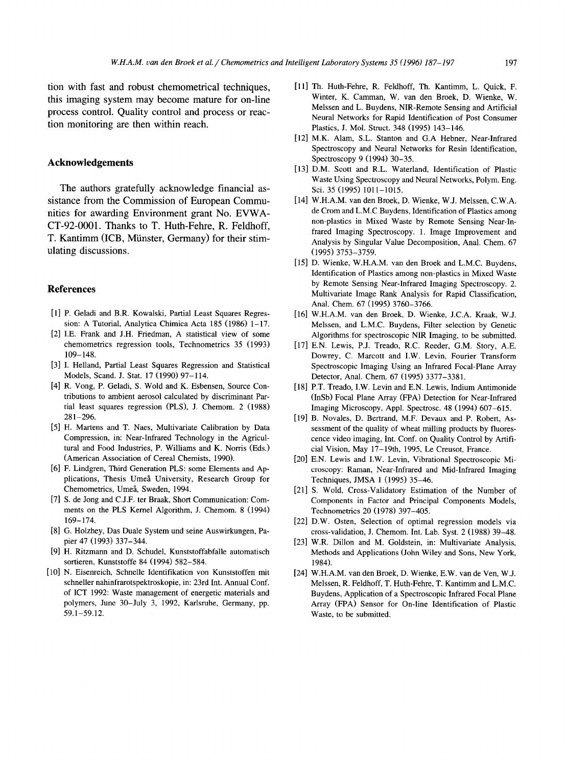tion with fast and robust chemometrical techniques, this imaging system may become mature for on-line process control. Quality control and process or reaction monitoring are then within reach.

## Acknowledgements

The authors gratefully acknowledge financial assistance from the Commission of European Communities for awarding Environment grant No. EVWA-CT-92-0001. Thanks to T. Huth-Fehre, R. Feldhoff, T. Kantimm (ICB, Münster, Germany) for their stimulating discussions.

## References

[1] P. Geladi and B.R. Kowalski, Partial Least Squares Regression: A Tutorial, Analytica Chimica Acta 185 (1986) 1–17.

[2] I.E. Frank and J.H. Friedman, A statistical view of some chemometrics regression tools, Technometrics 35 (1993) 109–148.

[3] I. Helland, Partial Least Squares Regression and Statistical Models, Scand. J. Stat. 17 (1990) 97–114.

[4] R. Vong, P. Geladi, S. Wold and K. Esbensen, Source Contributions to ambient aerosol calculated by discriminant Partial least squares regression (PLS), J. Chemom. 2 (1988) 281–296.

[5] H. Martens and T. Naes, Multivariate Calibration by Data Compression, in: Near-Infrared Technology in the Agricultural and Food Industries, P. Williams and K. Norris (Eds.) (American Association of Cereal Chemists, 1990).

[6] F. Lindgren, Third Generation PLS: some Elements and Applications, Thesis Umeå University, Research Group for Chemometrics, Umeå, Sweden, 1994.

[7] S. de Jong and C.J.F. ter Braak, Short Communication: Comments on the PLS Kernel Algorithm, J. Chemom. 8 (1994) 169–174.

[8] G. Holzhey, Das Duale System und seine Auswirkungen, Papier 47 (1993) 337–344.

[9] H. Ritzmann and D. Schudel, Kunststoffabfalle automatisch sortieren, Kunststoffe 84 (1994) 582–584.

[10] N. Eisenreich, Schnelle Identifikation von Kunststoffen mit schneller nahinfrarotspektroskopie, in: 23rd Int. Annual Conf. of ICT 1992: Waste management of energetic materials and polymers, June 30–July 3, 1992, Karlsruhe, Germany, pp. 59.1–59.12.

[11] Th. Huth-Fehre, R. Feldhoff, Th. Kantimm, L. Quick, F. Winter, K. Camman, W. van den Broek, D. Wienke, W. Melssen and L. Buydens, NIR-Remote Sensing and Artificial Neural Networks for Rapid Identification of Post Consumer Plastics, J. Mol. Struct. 348 (1995) 143–146.

[12] M.K. Alam, S.L. Stanton and G.A Hebner, Near-Infrared Spectroscopy and Neural Networks for Resin Identification, Spectroscopy 9 (1994) 30–35.

[13] D.M. Scott and R.L. Waterland, Identification of Plastic Waste Using Spectroscopy and Neural Networks, Polym. Eng. Sci. 35 (1995) 1011–1015.

[14] W.H.A.M. van den Broek, D. Wienke, W.J. Melssen, C.W.A. de Crom and L.M.C Buydens, Identification of Plastics among non-plastics in Mixed Waste by Remote Sensing Near-Infrared Imaging Spectroscopy. 1. Image Improvement and Analysis by Singular Value Decomposition, Anal. Chem. 67 (1995) 3753–3759.

[15] D. Wienke, W.H.A.M. van den Broek and L.M.C. Buydens, Identification of Plastics among non-plastics in Mixed Waste by Remote Sensing Near-Infrared Imaging Spectroscopy. 2. Multivariate Image Rank Analysis for Rapid Classification, Anal. Chem. 67 (1995) 3760–3766.

[16] W.H.A.M. van den Broek, D. Wienke, J.C.A. Kraak, W.J. Melssen, and L.M.C. Buydens, Filter selection by Genetic Algorithms for spectroscopic NIR Imaging, to be submitted.

[17] E.N. Lewis, P.J. Treado, R.C. Reeder, G.M. Story, A.E. Dowrey, C. Marcott and I.W. Levin, Fourier Transform Spectroscopic Imaging Using an Infrared Focal-Plane Array Detector, Anal. Chem. 67 (1995) 3377–3381.

[18] P.T. Treado, I.W. Levin and E.N. Lewis, Indium Antimonide (InSb) Focal Plane Array (FPA) Detection for Near-Infrared Imaging Microscopy, Appl. Spectrosc. 48 (1994) 607–615.

[19] B. Novales, D. Bertrand, M.F. Devaux and P. Robert, Assessment of the quality of wheat milling products by fluorescence video imaging, Int. Conf. on Quality Control by Artificial Vision, May 17–19th, 1995, Le Creusot, France.

[20] E.N. Lewis and I.W. Levin, Vibrational Spectroscopic Microscopy: Raman, Near-Infrared and Mid-Infrared Imaging Techniques, JMSA 1 (1995) 35–46.

[21] S. Wold, Cross-Validatory Estimation of the Number of Components in Factor and Principal Components Models, Technometrics 20 (1978) 397–405.

[22] D.W. Osten, Selection of optimal regression models via cross-validation, J. Chemom. Int. Lab. Syst. 2 (1988) 39–48.

[23] W.R. Dillon and M. Goldstein, in: Multivariate Analysis, Methods and Applications (John Wiley and Sons, New York, 1984).

[24] W.H.A.M. van den Broek, D. Wienke, E.W. van de Ven, W.J. Melssen, R. Feldhoff, T. Huth-Fehre, T. Kantimm and L.M.C. Buydens, Application of a Spectroscopic Infrared Focal Plane Array (FPA) Sensor for On-line Identification of Plastic Waste, to be submitted.